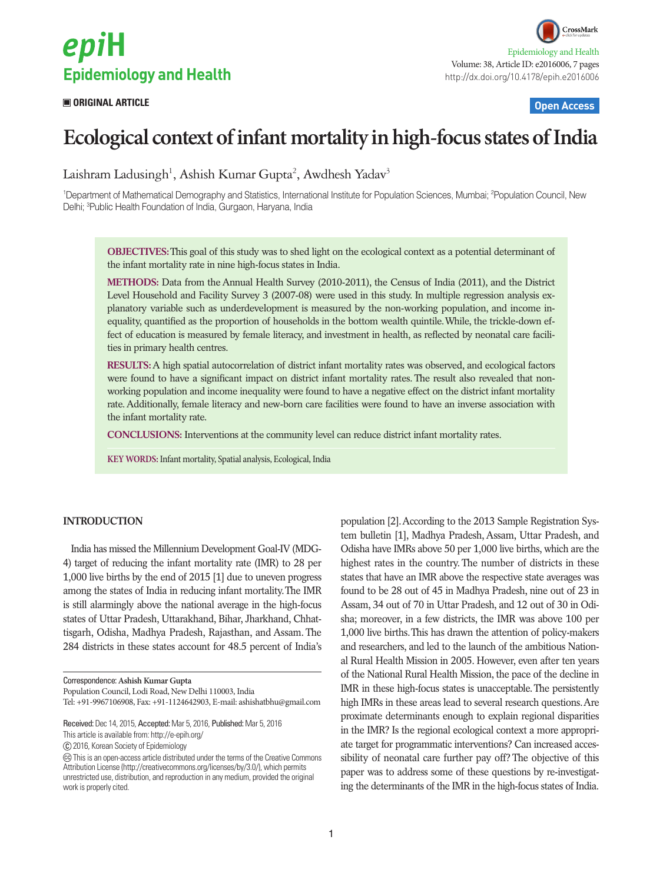■ ORIGINAL ARTICLE

Open Access

# Ecological context of infant mortality in high-focus states of India

Laishram Ladusingh[1], Ashish Kumar Gupta[2], Awdhesh Yadav[3]

[1]Department of Mathematical Demography and Statistics, International Institute for Population Sciences, Mumbai; [2]Population Council, New Delhi; [3]Public Health Foundation of India, Gurgaon, Haryana, India

**OBJECTIVES:** This goal of this study was to shed light on the ecological context as a potential determinant of the infant mortality rate in nine high-focus states in India.

**METHODS:** Data from the Annual Health Survey (2010-2011), the Census of India (2011), and the District Level Household and Facility Survey 3 (2007-08) were used in this study. In multiple regression analysis explanatory variable such as underdevelopment is measured by the non-working population, and income inequality, quantified as the proportion of households in the bottom wealth quintile. While, the trickle-down effect of education is measured by female literacy, and investment in health, as reflected by neonatal care facilities in primary health centres.

**RESULTS:** A high spatial autocorrelation of district infant mortality rates was observed, and ecological factors were found to have a significant impact on district infant mortality rates. The result also revealed that non-working population and income inequality were found to have a negative effect on the district infant mortality rate. Additionally, female literacy and new-born care facilities were found to have an inverse association with the infant mortality rate.

**CONCLUSIONS:** Interventions at the community level can reduce district infant mortality rates.

**KEY WORDS:** Infant mortality, Spatial analysis, Ecological, India

## INTRODUCTION

India has missed the Millennium Development Goal-IV (MDG-4) target of reducing the infant mortality rate (IMR) to 28 per 1,000 live births by the end of 2015 [1] due to uneven progress among the states of India in reducing infant mortality. The IMR is still alarmingly above the national average in the high-focus states of Uttar Pradesh, Uttarakhand, Bihar, Jharkhand, Chhattisgarh, Odisha, Madhya Pradesh, Rajasthan, and Assam. The 284 districts in these states account for 48.5 percent of India's population [2]. According to the 2013 Sample Registration System bulletin [1], Madhya Pradesh, Assam, Uttar Pradesh, and Odisha have IMRs above 50 per 1,000 live births, which are the highest rates in the country. The number of districts in these states that have an IMR above the respective state averages was found to be 28 out of 45 in Madhya Pradesh, nine out of 23 in Assam, 34 out of 70 in Uttar Pradesh, and 12 out of 30 in Odisha; moreover, in a few districts, the IMR was above 100 per 1,000 live births. This has drawn the attention of policy-makers and researchers, and led to the launch of the ambitious National Rural Health Mission in 2005. However, even after ten years of the National Rural Health Mission, the pace of the decline in IMR in these high-focus states is unacceptable. The persistently high IMRs in these areas lead to several research questions. Are proximate determinants enough to explain regional disparities in the IMR? Is the regional ecological context a more appropriate target for programmatic interventions? Can increased accessibility of neonatal care further pay off? The objective of this paper was to address some of these questions by re-investigating the determinants of the IMR in the high-focus states of India.

Correspondence: **Ashish Kumar Gupta**
Population Council, Lodi Road, New Delhi 110003, India
Tel: +91-9967106908, Fax: +91-1124642903, E-mail: ashishatbhu@gmail.com

Received: Dec 14, 2015, Accepted: Mar 5, 2016, Published: Mar 5, 2016
This article is available from: http://e-epih.org/

© 2016, Korean Society of Epidemiology

This is an open-access article distributed under the terms of the Creative Commons Attribution License (http://creativecommons.org/licenses/by/3.0/), which permits unrestricted use, distribution, and reproduction in any medium, provided the original work is properly cited.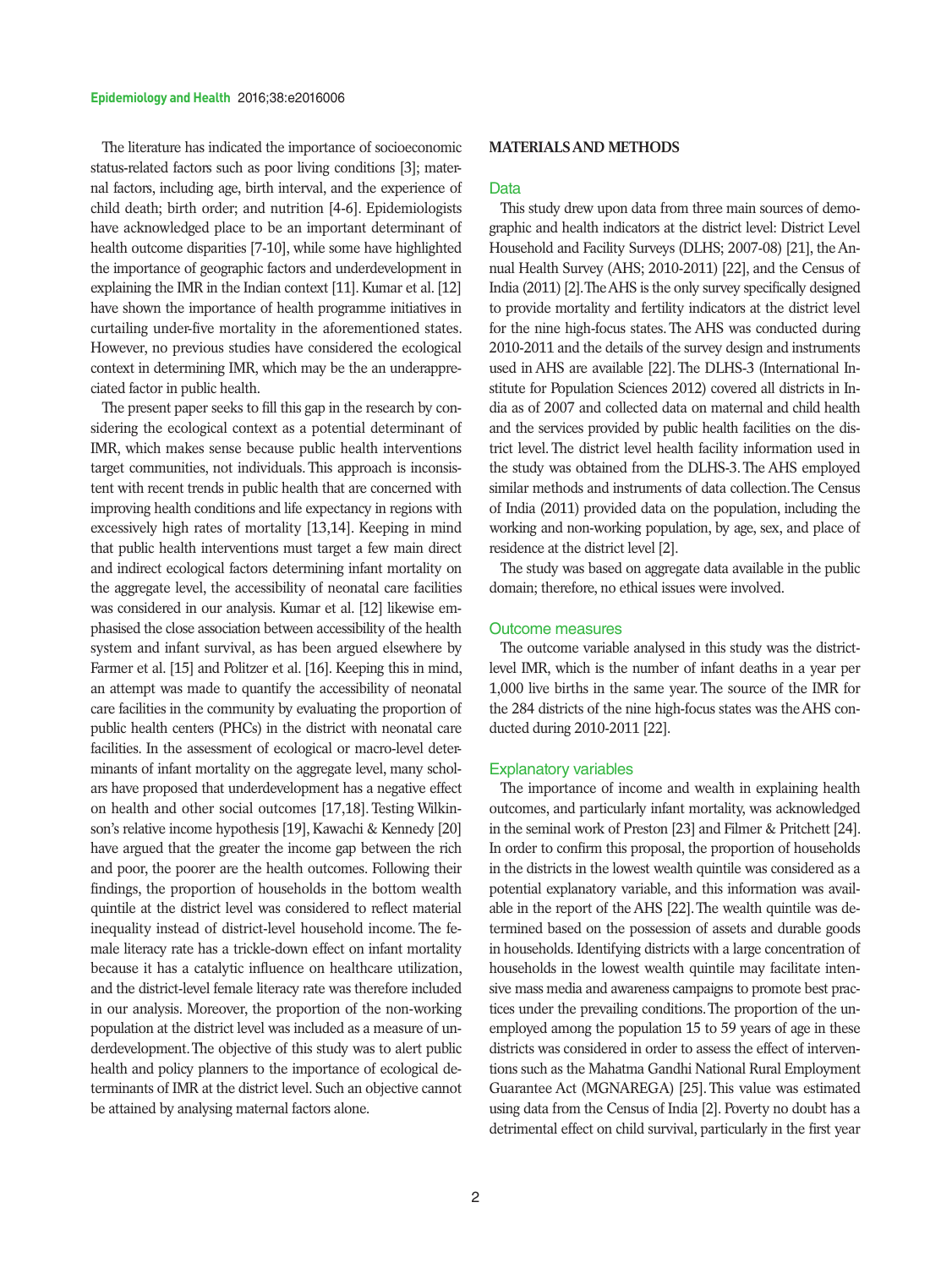The literature has indicated the importance of socioeconomic status-related factors such as poor living conditions [3]; maternal factors, including age, birth interval, and the experience of child death; birth order; and nutrition [4-6]. Epidemiologists have acknowledged place to be an important determinant of health outcome disparities [7-10], while some have highlighted the importance of geographic factors and underdevelopment in explaining the IMR in the Indian context [11]. Kumar et al. [12] have shown the importance of health programme initiatives in curtailing under-five mortality in the aforementioned states. However, no previous studies have considered the ecological context in determining IMR, which may be the an underappreciated factor in public health.

The present paper seeks to fill this gap in the research by considering the ecological context as a potential determinant of IMR, which makes sense because public health interventions target communities, not individuals. This approach is inconsistent with recent trends in public health that are concerned with improving health conditions and life expectancy in regions with excessively high rates of mortality [13,14]. Keeping in mind that public health interventions must target a few main direct and indirect ecological factors determining infant mortality on the aggregate level, the accessibility of neonatal care facilities was considered in our analysis. Kumar et al. [12] likewise emphasised the close association between accessibility of the health system and infant survival, as has been argued elsewhere by Farmer et al. [15] and Politzer et al. [16]. Keeping this in mind, an attempt was made to quantify the accessibility of neonatal care facilities in the community by evaluating the proportion of public health centers (PHCs) in the district with neonatal care facilities. In the assessment of ecological or macro-level determinants of infant mortality on the aggregate level, many scholars have proposed that underdevelopment has a negative effect on health and other social outcomes [17,18]. Testing Wilkinson's relative income hypothesis [19], Kawachi & Kennedy [20] have argued that the greater the income gap between the rich and poor, the poorer are the health outcomes. Following their findings, the proportion of households in the bottom wealth quintile at the district level was considered to reflect material inequality instead of district-level household income. The female literacy rate has a trickle-down effect on infant mortality because it has a catalytic influence on healthcare utilization, and the district-level female literacy rate was therefore included in our analysis. Moreover, the proportion of the non-working population at the district level was included as a measure of underdevelopment. The objective of this study was to alert public health and policy planners to the importance of ecological determinants of IMR at the district level. Such an objective cannot be attained by analysing maternal factors alone.

## MATERIALS AND METHODS

### Data

This study drew upon data from three main sources of demographic and health indicators at the district level: District Level Household and Facility Surveys (DLHS; 2007-08) [21], the Annual Health Survey (AHS; 2010-2011) [22], and the Census of India (2011) [2]. The AHS is the only survey specifically designed to provide mortality and fertility indicators at the district level for the nine high-focus states. The AHS was conducted during 2010-2011 and the details of the survey design and instruments used in AHS are available [22]. The DLHS-3 (International Institute for Population Sciences 2012) covered all districts in India as of 2007 and collected data on maternal and child health and the services provided by public health facilities on the district level. The district level health facility information used in the study was obtained from the DLHS-3. The AHS employed similar methods and instruments of data collection. The Census of India (2011) provided data on the population, including the working and non-working population, by age, sex, and place of residence at the district level [2].

The study was based on aggregate data available in the public domain; therefore, no ethical issues were involved.

### Outcome measures

The outcome variable analysed in this study was the district-level IMR, which is the number of infant deaths in a year per 1,000 live births in the same year. The source of the IMR for the 284 districts of the nine high-focus states was the AHS conducted during 2010-2011 [22].

### Explanatory variables

The importance of income and wealth in explaining health outcomes, and particularly infant mortality, was acknowledged in the seminal work of Preston [23] and Filmer & Pritchett [24]. In order to confirm this proposal, the proportion of households in the districts in the lowest wealth quintile was considered as a potential explanatory variable, and this information was available in the report of the AHS [22]. The wealth quintile was determined based on the possession of assets and durable goods in households. Identifying districts with a large concentration of households in the lowest wealth quintile may facilitate intensive mass media and awareness campaigns to promote best practices under the prevailing conditions. The proportion of the unemployed among the population 15 to 59 years of age in these districts was considered in order to assess the effect of interventions such as the Mahatma Gandhi National Rural Employment Guarantee Act (MGNAREGA) [25]. This value was estimated using data from the Census of India [2]. Poverty no doubt has a detrimental effect on child survival, particularly in the first year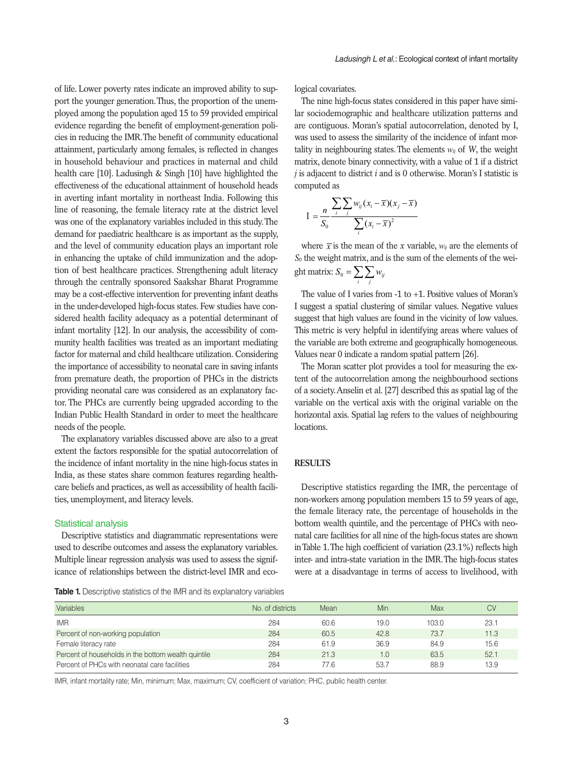of life. Lower poverty rates indicate an improved ability to support the younger generation. Thus, the proportion of the unemployed among the population aged 15 to 59 provided empirical evidence regarding the benefit of employment-generation policies in reducing the IMR. The benefit of community educational attainment, particularly among females, is reflected in changes in household behaviour and practices in maternal and child health care [10]. Ladusingh & Singh [10] have highlighted the effectiveness of the educational attainment of household heads in averting infant mortality in northeast India. Following this line of reasoning, the female literacy rate at the district level was one of the explanatory variables included in this study. The demand for paediatric healthcare is as important as the supply, and the level of community education plays an important role in enhancing the uptake of child immunization and the adoption of best healthcare practices. Strengthening adult literacy through the centrally sponsored Saakshar Bharat Programme may be a cost-effective intervention for preventing infant deaths in the under-developed high-focus states. Few studies have considered health facility adequacy as a potential determinant of infant mortality [12]. In our analysis, the accessibility of community health facilities was treated as an important mediating factor for maternal and child healthcare utilization. Considering the importance of accessibility to neonatal care in saving infants from premature death, the proportion of PHCs in the districts providing neonatal care was considered as an explanatory factor. The PHCs are currently being upgraded according to the Indian Public Health Standard in order to meet the healthcare needs of the people.

The explanatory variables discussed above are also to a great extent the factors responsible for the spatial autocorrelation of the incidence of infant mortality in the nine high-focus states in India, as these states share common features regarding healthcare beliefs and practices, as well as accessibility of health facilities, unemployment, and literacy levels.

### Statistical analysis

Descriptive statistics and diagrammatic representations were used to describe outcomes and assess the explanatory variables. Multiple linear regression analysis was used to assess the significance of relationships between the district-level IMR and ecological covariates.

The nine high-focus states considered in this paper have similar sociodemographic and healthcare utilization patterns and are contiguous. Moran's spatial autocorrelation, denoted by I, was used to assess the similarity of the incidence of infant mortality in neighbouring states. The elements $w_{ij}$ of $W$, the weight matrix, denote binary connectivity, with a value of 1 if a district $j$ is adjacent to district $i$ and is 0 otherwise. Moran's I statistic is computed as

$$I = \frac{n}{S_0} \frac{\sum_i \sum_j w_{ij}(x_i - \bar{x})(x_j - \bar{x})}{\sum_i (x_i - \bar{x})^2}$$

where $\bar{x}$ is the mean of the $x$ variable, $w_{ij}$ are the elements of $S_0$ the weight matrix, and is the sum of the elements of the weight matrix: $S_0 = \sum_i \sum_j w_{ij}$

The value of I varies from -1 to +1. Positive values of Moran's I suggest a spatial clustering of similar values. Negative values suggest that high values are found in the vicinity of low values. This metric is very helpful in identifying areas where values of the variable are both extreme and geographically homogeneous. Values near 0 indicate a random spatial pattern [26].

The Moran scatter plot provides a tool for measuring the extent of the autocorrelation among the neighbourhood sections of a society. Anselin et al. [27] described this as spatial lag of the variable on the vertical axis with the original variable on the horizontal axis. Spatial lag refers to the values of neighbouring locations.

## RESULTS

Descriptive statistics regarding the IMR, the percentage of non-workers among population members 15 to 59 years of age, the female literacy rate, the percentage of households in the bottom wealth quintile, and the percentage of PHCs with neonatal care facilities for all nine of the high-focus states are shown in Table 1. The high coefficient of variation (23.1%) reflects high inter- and intra-state variation in the IMR. The high-focus states were at a disadvantage in terms of access to livelihood, with

**Table 1.** Descriptive statistics of the IMR and its explanatory variables

| Variables | No. of districts | Mean | Min | Max | CV |
|---|---|---|---|---|---|
| IMR | 284 | 60.6 | 19.0 | 103.0 | 23.1 |
| Percent of non-working population | 284 | 60.5 | 42.8 | 73.7 | 11.3 |
| Female literacy rate | 284 | 61.9 | 36.9 | 84.9 | 15.6 |
| Percent of households in the bottom wealth quintile | 284 | 21.3 | 1.0 | 63.5 | 52.1 |
| Percent of PHCs with neonatal care facilities | 284 | 77.6 | 53.7 | 88.9 | 13.9 |

IMR, infant mortality rate; Min, minimum; Max, maximum; CV, coefficient of variation; PHC, public health center.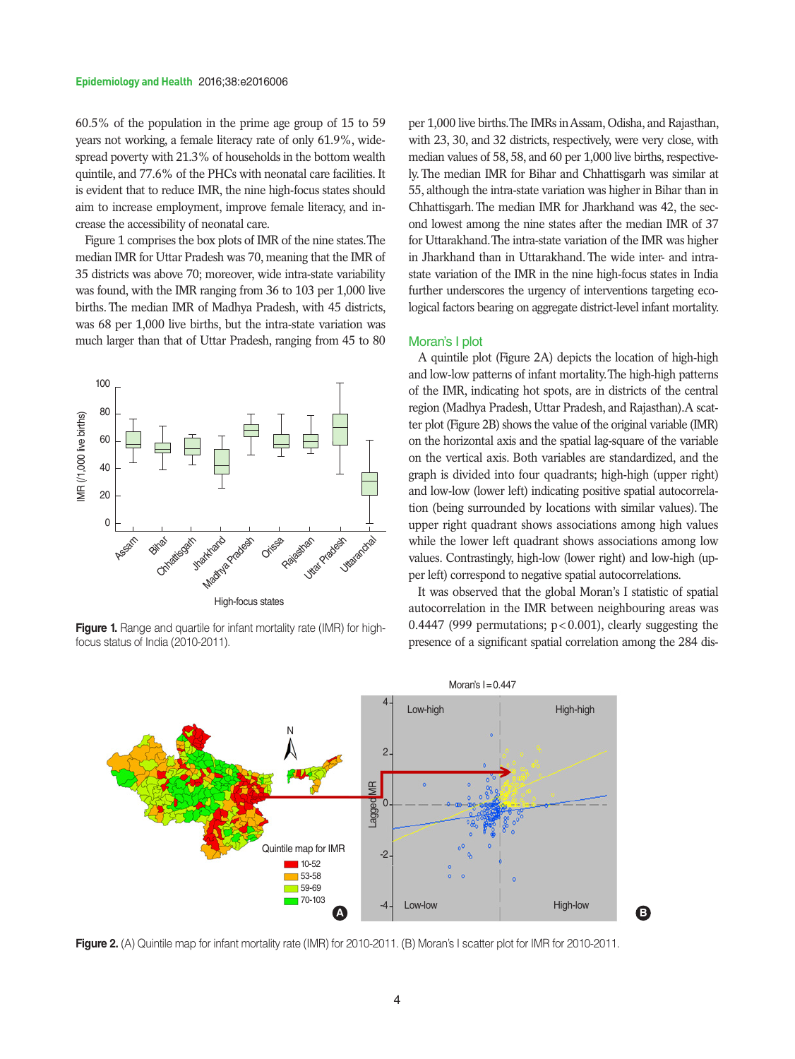60.5% of the population in the prime age group of 15 to 59 years not working, a female literacy rate of only 61.9%, widespread poverty with 21.3% of households in the bottom wealth quintile, and 77.6% of the PHCs with neonatal care facilities. It is evident that to reduce IMR, the nine high-focus states should aim to increase employment, improve female literacy, and increase the accessibility of neonatal care.

Figure 1 comprises the box plots of IMR of the nine states. The median IMR for Uttar Pradesh was 70, meaning that the IMR of 35 districts was above 70; moreover, wide intra-state variability was found, with the IMR ranging from 36 to 103 per 1,000 live births. The median IMR of Madhya Pradesh, with 45 districts, was 68 per 1,000 live births, but the intra-state variation was much larger than that of Uttar Pradesh, ranging from 45 to 80

**Figure 1.** Range and quartile for infant mortality rate (IMR) for high-focus status of India (2010-2011).

per 1,000 live births. The IMRs in Assam, Odisha, and Rajasthan, with 23, 30, and 32 districts, respectively, were very close, with median values of 58, 58, and 60 per 1,000 live births, respectively. The median IMR for Bihar and Chhattisgarh was similar at 55, although the intra-state variation was higher in Bihar than in Chhattisgarh. The median IMR for Jharkhand was 42, the second lowest among the nine states after the median IMR of 37 for Uttarakhand. The intra-state variation of the IMR was higher in Jharkhand than in Uttarakhand. The wide inter- and intra-state variation of the IMR in the nine high-focus states in India further underscores the urgency of interventions targeting ecological factors bearing on aggregate district-level infant mortality.

## Moran's I plot

A quintile plot (Figure 2A) depicts the location of high-high and low-low patterns of infant mortality. The high-high patterns of the IMR, indicating hot spots, are in districts of the central region (Madhya Pradesh, Uttar Pradesh, and Rajasthan). A scatter plot (Figure 2B) shows the value of the original variable (IMR) on the horizontal axis and the spatial lag-square of the variable on the vertical axis. Both variables are standardized, and the graph is divided into four quadrants; high-high (upper right) and low-low (lower left) indicating positive spatial autocorrelation (being surrounded by locations with similar values). The upper right quadrant shows associations among high values while the lower left quadrant shows associations among low values. Contrastingly, high-low (lower right) and low-high (upper left) correspond to negative spatial autocorrelations.

It was observed that the global Moran's I statistic of spatial autocorrelation in the IMR between neighbouring areas was 0.4447 (999 permutations; $p<0.001$), clearly suggesting the presence of a significant spatial correlation among the 284 dis-

**Figure 2.** (A) Quintile map for infant mortality rate (IMR) for 2010-2011. (B) Moran's I scatter plot for IMR for 2010-2011.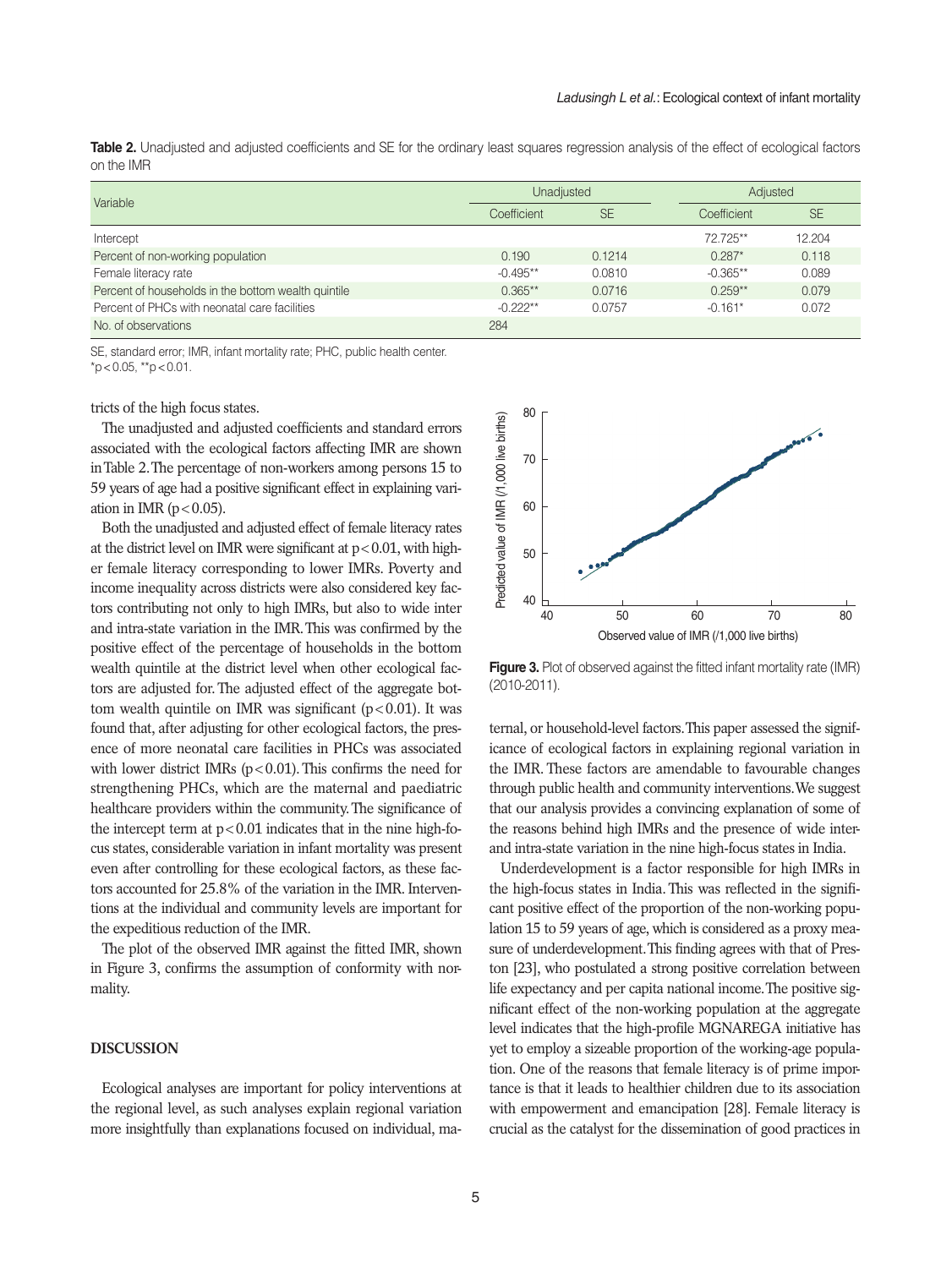**Table 2.** Unadjusted and adjusted coefficients and SE for the ordinary least squares regression analysis of the effect of ecological factors on the IMR

| Variable | Unadjusted | | Adjusted | |
|---|---|---|---|---|
| | Coefficient | SE | Coefficient | SE |
| Intercept | | | 72.725** | 12.204 |
| Percent of non-working population | 0.190 | 0.1214 | 0.287* | 0.118 |
| Female literacy rate | -0.495** | 0.0810 | -0.365** | 0.089 |
| Percent of households in the bottom wealth quintile | 0.365** | 0.0716 | 0.259** | 0.079 |
| Percent of PHCs with neonatal care facilities | -0.222** | 0.0757 | -0.161* | 0.072 |
| No. of observations | 284 | | | |

SE, standard error; IMR, infant mortality rate; PHC, public health center.
*$p < 0.05$, **$p < 0.01$.

tricts of the high focus states.

The unadjusted and adjusted coefficients and standard errors associated with the ecological factors affecting IMR are shown in Table 2. The percentage of non-workers among persons 15 to 59 years of age had a positive significant effect in explaining variation in IMR ($p < 0.05$).

Both the unadjusted and adjusted effect of female literacy rates at the district level on IMR were significant at $p < 0.01$, with higher female literacy corresponding to lower IMRs. Poverty and income inequality across districts were also considered key factors contributing not only to high IMRs, but also to wide inter and intra-state variation in the IMR. This was confirmed by the positive effect of the percentage of households in the bottom wealth quintile at the district level when other ecological factors are adjusted for. The adjusted effect of the aggregate bottom wealth quintile on IMR was significant ($p < 0.01$). It was found that, after adjusting for other ecological factors, the presence of more neonatal care facilities in PHCs was associated with lower district IMRs ($p < 0.01$). This confirms the need for strengthening PHCs, which are the maternal and paediatric healthcare providers within the community. The significance of the intercept term at $p < 0.01$ indicates that in the nine high-focus states, considerable variation in infant mortality was present even after controlling for these ecological factors, as these factors accounted for 25.8% of the variation in the IMR. Interventions at the individual and community levels are important for the expeditious reduction of the IMR.

The plot of the observed IMR against the fitted IMR, shown in Figure 3, confirms the assumption of conformity with normality.

**Figure 3.** Plot of observed against the fitted infant mortality rate (IMR) (2010-2011).

## DISCUSSION

Ecological analyses are important for policy interventions at the regional level, as such analyses explain regional variation more insightfully than explanations focused on individual, maternal, or household-level factors. This paper assessed the significance of ecological factors in explaining regional variation in the IMR. These factors are amendable to favourable changes through public health and community interventions. We suggest that our analysis provides a convincing explanation of some of the reasons behind high IMRs and the presence of wide inter- and intra-state variation in the nine high-focus states in India.

Underdevelopment is a factor responsible for high IMRs in the high-focus states in India. This was reflected in the significant positive effect of the proportion of the non-working population 15 to 59 years of age, which is considered as a proxy measure of underdevelopment. This finding agrees with that of Preston [23], who postulated a strong positive correlation between life expectancy and per capita national income. The positive significant effect of the non-working population at the aggregate level indicates that the high-profile MGNAREGA initiative has yet to employ a sizeable proportion of the working-age population. One of the reasons that female literacy is of prime importance is that it leads to healthier children due to its association with empowerment and emancipation [28]. Female literacy is crucial as the catalyst for the dissemination of good practices in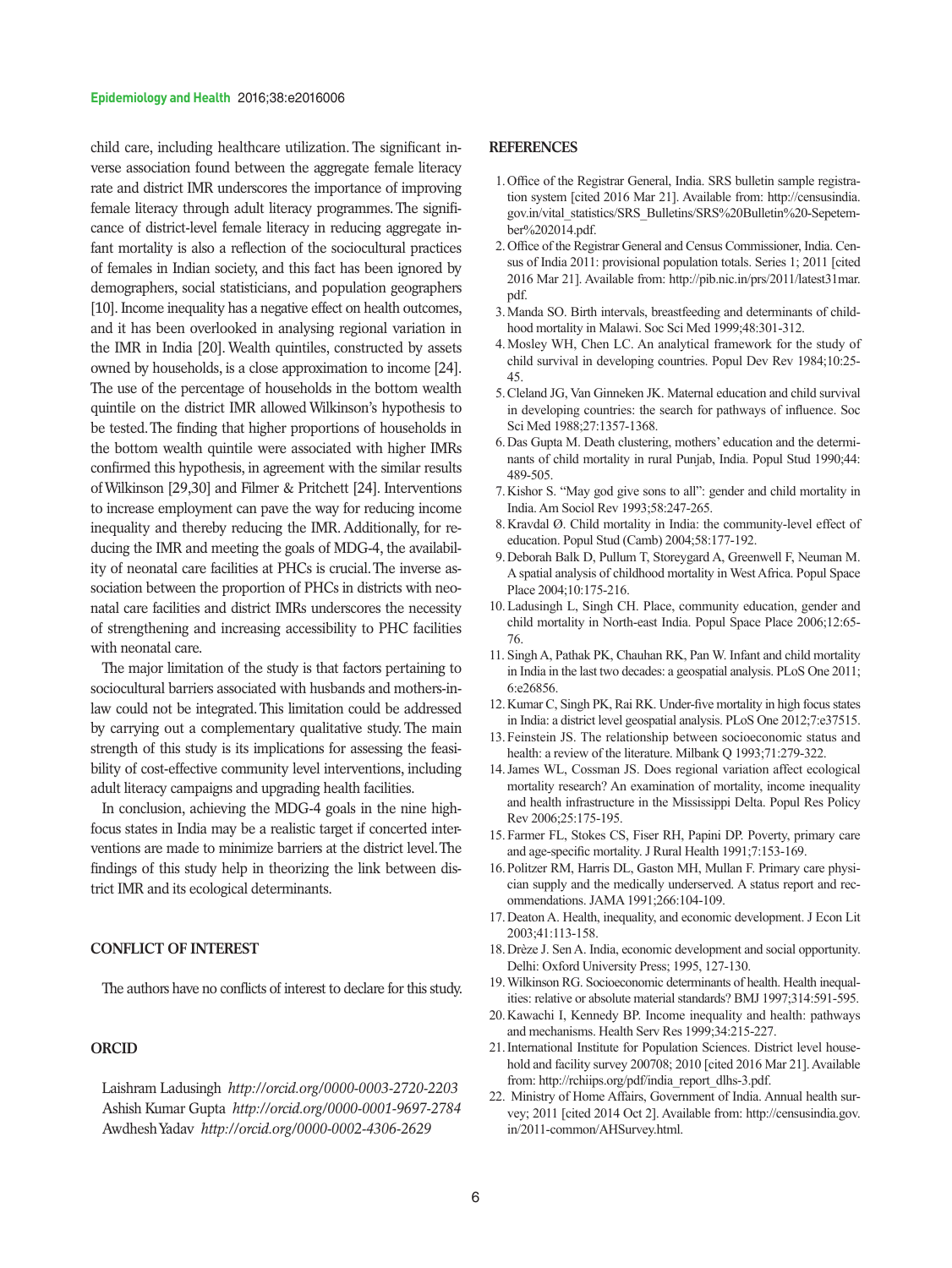child care, including healthcare utilization. The significant inverse association found between the aggregate female literacy rate and district IMR underscores the importance of improving female literacy through adult literacy programmes. The significance of district-level female literacy in reducing aggregate infant mortality is also a reflection of the sociocultural practices of females in Indian society, and this fact has been ignored by demographers, social statisticians, and population geographers [10]. Income inequality has a negative effect on health outcomes, and it has been overlooked in analysing regional variation in the IMR in India [20]. Wealth quintiles, constructed by assets owned by households, is a close approximation to income [24]. The use of the percentage of households in the bottom wealth quintile on the district IMR allowed Wilkinson's hypothesis to be tested. The finding that higher proportions of households in the bottom wealth quintile were associated with higher IMRs confirmed this hypothesis, in agreement with the similar results of Wilkinson [29,30] and Filmer & Pritchett [24]. Interventions to increase employment can pave the way for reducing income inequality and thereby reducing the IMR. Additionally, for reducing the IMR and meeting the goals of MDG-4, the availability of neonatal care facilities at PHCs is crucial. The inverse association between the proportion of PHCs in districts with neonatal care facilities and district IMRs underscores the necessity of strengthening and increasing accessibility to PHC facilities with neonatal care.

The major limitation of the study is that factors pertaining to sociocultural barriers associated with husbands and mothers-in-law could not be integrated. This limitation could be addressed by carrying out a complementary qualitative study. The main strength of this study is its implications for assessing the feasibility of cost-effective community level interventions, including adult literacy campaigns and upgrading health facilities.

In conclusion, achieving the MDG-4 goals in the nine high-focus states in India may be a realistic target if concerted interventions are made to minimize barriers at the district level. The findings of this study help in theorizing the link between district IMR and its ecological determinants.

## CONFLICT OF INTEREST

The authors have no conflicts of interest to declare for this study.

## ORCID

Laishram Ladusingh *http://orcid.org/0000-0003-2720-2203*
Ashish Kumar Gupta *http://orcid.org/0000-0001-9697-2784*
Awdhesh Yadav *http://orcid.org/0000-0002-4306-2629*

## REFERENCES

1. Office of the Registrar General, India. SRS bulletin sample registration system [cited 2016 Mar 21]. Available from: http://censusindia.gov.in/vital_statistics/SRS_Bulletins/SRS%20Bulletin%20-Sepetember%202014.pdf.
2. Office of the Registrar General and Census Commissioner, India. Census of India 2011: provisional population totals. Series 1; 2011 [cited 2016 Mar 21]. Available from: http://pib.nic.in/prs/2011/latest31mar.pdf.
3. Manda SO. Birth intervals, breastfeeding and determinants of childhood mortality in Malawi. Soc Sci Med 1999;48:301-312.
4. Mosley WH, Chen LC. An analytical framework for the study of child survival in developing countries. Popul Dev Rev 1984;10:25-45.
5. Cleland JG, Van Ginneken JK. Maternal education and child survival in developing countries: the search for pathways of influence. Soc Sci Med 1988;27:1357-1368.
6. Das Gupta M. Death clustering, mothers' education and the determinants of child mortality in rural Punjab, India. Popul Stud 1990;44:489-505.
7. Kishor S. "May god give sons to all": gender and child mortality in India. Am Sociol Rev 1993;58:247-265.
8. Kravdal Ø. Child mortality in India: the community-level effect of education. Popul Stud (Camb) 2004;58:177-192.
9. Deborah Balk D, Pullum T, Storeygard A, Greenwell F, Neuman M. A spatial analysis of childhood mortality in West Africa. Popul Space Place 2004;10:175-216.
10. Ladusingh L, Singh CH. Place, community education, gender and child mortality in North-east India. Popul Space Place 2006;12:65-76.
11. Singh A, Pathak PK, Chauhan RK, Pan W. Infant and child mortality in India in the last two decades: a geospatial analysis. PLoS One 2011;6:e26856.
12. Kumar C, Singh PK, Rai RK. Under-five mortality in high focus states in India: a district level geospatial analysis. PLoS One 2012;7:e37515.
13. Feinstein JS. The relationship between socioeconomic status and health: a review of the literature. Milbank Q 1993;71:279-322.
14. James WL, Cossman JS. Does regional variation affect ecological mortality research? An examination of mortality, income inequality and health infrastructure in the Mississippi Delta. Popul Res Policy Rev 2006;25:175-195.
15. Farmer FL, Stokes CS, Fiser RH, Papini DP. Poverty, primary care and age-specific mortality. J Rural Health 1991;7:153-169.
16. Politzer RM, Harris DL, Gaston MH, Mullan F. Primary care physician supply and the medically underserved. A status report and recommendations. JAMA 1991;266:104-109.
17. Deaton A. Health, inequality, and economic development. J Econ Lit 2003;41:113-158.
18. Drèze J. Sen A. India, economic development and social opportunity. Delhi: Oxford University Press; 1995, 127-130.
19. Wilkinson RG. Socioeconomic determinants of health. Health inequalities: relative or absolute material standards? BMJ 1997;314:591-595.
20. Kawachi I, Kennedy BP. Income inequality and health: pathways and mechanisms. Health Serv Res 1999;34:215-227.
21. International Institute for Population Sciences. District level household and facility survey 200708; 2010 [cited 2016 Mar 21]. Available from: http://rchiips.org/pdf/india_report_dlhs-3.pdf.
22. Ministry of Home Affairs, Government of India. Annual health survey; 2011 [cited 2014 Oct 2]. Available from: http://censusindia.gov.in/2011-common/AHSurvey.html.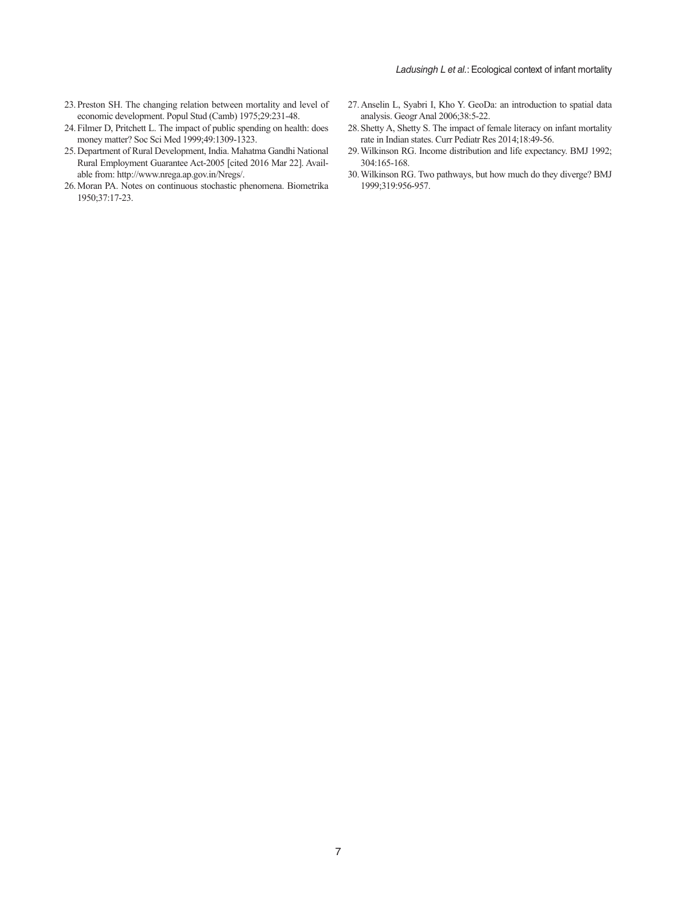23. Preston SH. The changing relation between mortality and level of economic development. Popul Stud (Camb) 1975;29:231-48.
24. Filmer D, Pritchett L. The impact of public spending on health: does money matter? Soc Sci Med 1999;49:1309-1323.
25. Department of Rural Development, India. Mahatma Gandhi National Rural Employment Guarantee Act-2005 [cited 2016 Mar 22]. Available from: http://www.nrega.ap.gov.in/Nregs/.
26. Moran PA. Notes on continuous stochastic phenomena. Biometrika 1950;37:17-23.
27. Anselin L, Syabri I, Kho Y. GeoDa: an introduction to spatial data analysis. Geogr Anal 2006;38:5-22.
28. Shetty A, Shetty S. The impact of female literacy on infant mortality rate in Indian states. Curr Pediatr Res 2014;18:49-56.
29. Wilkinson RG. Income distribution and life expectancy. BMJ 1992; 304:165-168.
30. Wilkinson RG. Two pathways, but how much do they diverge? BMJ 1999;319:956-957.